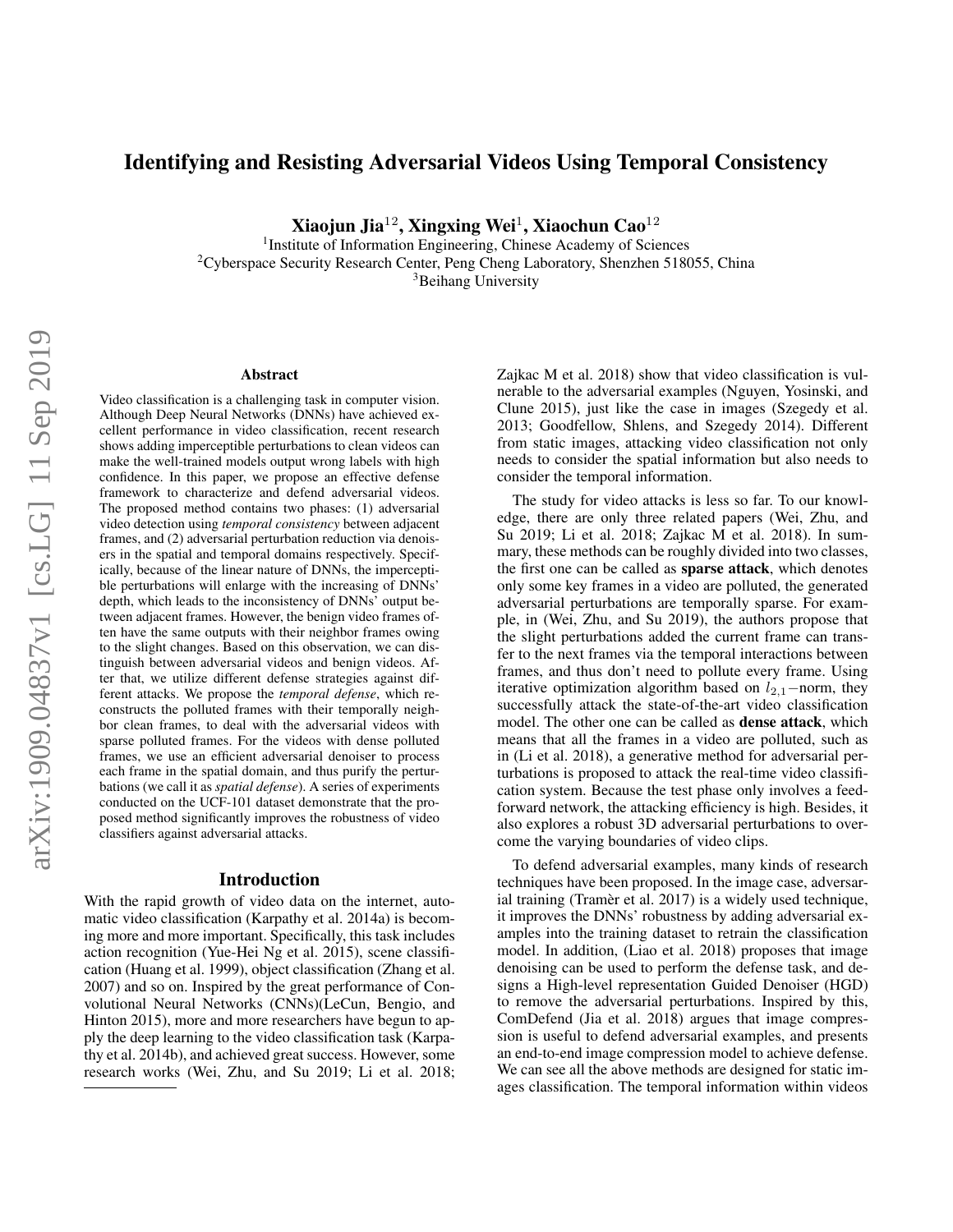# Identifying and Resisting Adversarial Videos Using Temporal Consistency

**Xiaojun Jia[12], Xingxing Wei[1], Xiaochun Cao[12]**

[1]Institute of Information Engineering, Chinese Academy of Sciences
[2]Cyberspace Security Research Center, Peng Cheng Laboratory, Shenzhen 518055, China
[3]Beihang University

### Abstract

Video classification is a challenging task in computer vision. Although Deep Neural Networks (DNNs) have achieved excellent performance in video classification, recent research shows adding imperceptible perturbations to clean videos can make the well-trained models output wrong labels with high confidence. In this paper, we propose an effective defense framework to characterize and defend adversarial videos. The proposed method contains two phases: (1) adversarial video detection using *temporal consistency* between adjacent frames, and (2) adversarial perturbation reduction via denoisers in the spatial and temporal domains respectively. Specifically, because of the linear nature of DNNs, the imperceptible perturbations will enlarge with the increasing of DNNs' depth, which leads to the inconsistency of DNNs' output between adjacent frames. However, the benign video frames often have the same outputs with their neighbor frames owing to the slight changes. Based on this observation, we can distinguish between adversarial videos and benign videos. After that, we utilize different defense strategies against different attacks. We propose the *temporal defense*, which reconstructs the polluted frames with their temporally neighbor clean frames, to deal with the adversarial videos with sparse polluted frames. For the videos with dense polluted frames, we use an efficient adversarial denoiser to process each frame in the spatial domain, and thus purify the perturbations (we call it as *spatial defense*). A series of experiments conducted on the UCF-101 dataset demonstrate that the proposed method significantly improves the robustness of video classifiers against adversarial attacks.

## Introduction

With the rapid growth of video data on the internet, automatic video classification (Karpathy et al. 2014a) is becoming more and more important. Specifically, this task includes action recognition (Yue-Hei Ng et al. 2015), scene classification (Huang et al. 1999), object classification (Zhang et al. 2007) and so on. Inspired by the great performance of Convolutional Neural Networks (CNNs)(LeCun, Bengio, and Hinton 2015), more and more researchers have begun to apply the deep learning to the video classification task (Karpathy et al. 2014b), and achieved great success. However, some research works (Wei, Zhu, and Su 2019; Li et al. 2018; Zajkac M et al. 2018) show that video classification is vulnerable to the adversarial examples (Nguyen, Yosinski, and Clune 2015), just like the case in images (Szegedy et al. 2013; Goodfellow, Shlens, and Szegedy 2014). Different from static images, attacking video classification not only needs to consider the spatial information but also needs to consider the temporal information.

The study for video attacks is less so far. To our knowledge, there are only three related papers (Wei, Zhu, and Su 2019; Li et al. 2018; Zajkac M et al. 2018). In summary, these methods can be roughly divided into two classes, the first one can be called as **sparse attack**, which denotes only some key frames in a video are polluted, the generated adversarial perturbations are temporally sparse. For example, in (Wei, Zhu, and Su 2019), the authors propose that the slight perturbations added the current frame can transfer to the next frames via the temporal interactions between frames, and thus don't need to pollute every frame. Using iterative optimization algorithm based on $l_{2,1}$−norm, they successfully attack the state-of-the-art video classification model. The other one can be called as **dense attack**, which means that all the frames in a video are polluted, such as in (Li et al. 2018), a generative method for adversarial perturbations is proposed to attack the real-time video classification system. Because the test phase only involves a feed-forward network, the attacking efficiency is high. Besides, it also explores a robust 3D adversarial perturbations to overcome the varying boundaries of video clips.

To defend adversarial examples, many kinds of research techniques have been proposed. In the image case, adversarial training (Tramèr et al. 2017) is a widely used technique, it improves the DNNs' robustness by adding adversarial examples into the training dataset to retrain the classification model. In addition, (Liao et al. 2018) proposes that image denoising can be used to perform the defense task, and designs a High-level representation Guided Denoiser (HGD) to remove the adversarial perturbations. Inspired by this, ComDefend (Jia et al. 2018) argues that image compression is useful to defend adversarial examples, and presents an end-to-end image compression model to achieve defense. We can see all the above methods are designed for static images classification. The temporal information within videos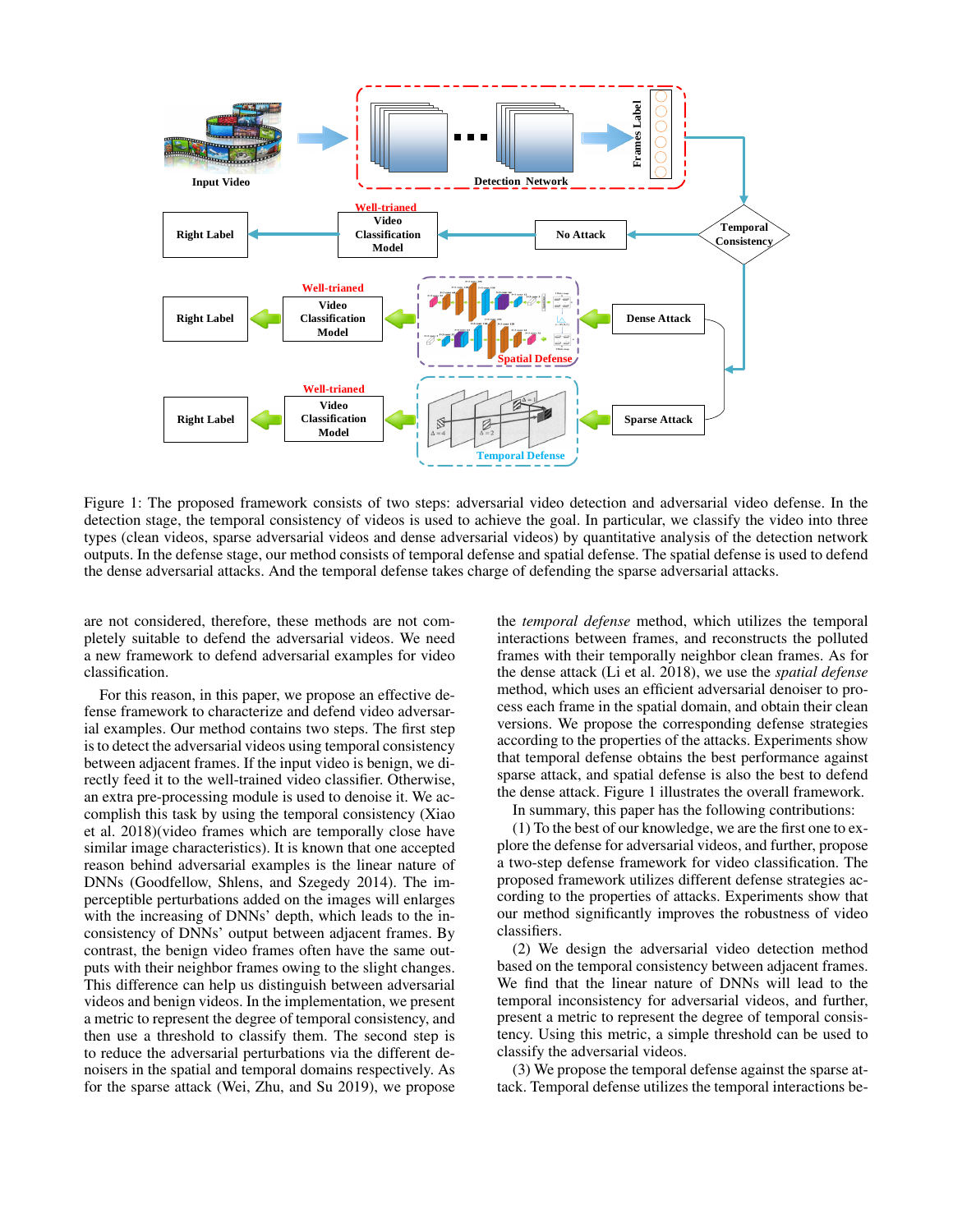Figure 1: The proposed framework consists of two steps: adversarial video detection and adversarial video defense. In the detection stage, the temporal consistency of videos is used to achieve the goal. In particular, we classify the video into three types (clean videos, sparse adversarial videos and dense adversarial videos) by quantitative analysis of the detection network outputs. In the defense stage, our method consists of temporal defense and spatial defense. The spatial defense is used to defend the dense adversarial attacks. And the temporal defense takes charge of defending the sparse adversarial attacks.

are not considered, therefore, these methods are not completely suitable to defend the adversarial videos. We need a new framework to defend adversarial examples for video classification.

For this reason, in this paper, we propose an effective defense framework to characterize and defend video adversarial examples. Our method contains two steps. The first step is to detect the adversarial videos using temporal consistency between adjacent frames. If the input video is benign, we directly feed it to the well-trained video classifier. Otherwise, an extra pre-processing module is used to denoise it. We accomplish this task by using the temporal consistency (Xiao et al. 2018)(video frames which are temporally close have similar image characteristics). It is known that one accepted reason behind adversarial examples is the linear nature of DNNs (Goodfellow, Shlens, and Szegedy 2014). The imperceptible perturbations added on the images will enlarges with the increasing of DNNs' depth, which leads to the inconsistency of DNNs' output between adjacent frames. By contrast, the benign video frames often have the same outputs with their neighbor frames owing to the slight changes. This difference can help us distinguish between adversarial videos and benign videos. In the implementation, we present a metric to represent the degree of temporal consistency, and then use a threshold to classify them. The second step is to reduce the adversarial perturbations via the different denoisers in the spatial and temporal domains respectively. As for the sparse attack (Wei, Zhu, and Su 2019), we propose the *temporal defense* method, which utilizes the temporal interactions between frames, and reconstructs the polluted frames with their temporally neighbor clean frames. As for the dense attack (Li et al. 2018), we use the *spatial defense* method, which uses an efficient adversarial denoiser to process each frame in the spatial domain, and obtain their clean versions. We propose the corresponding defense strategies according to the properties of the attacks. Experiments show that temporal defense obtains the best performance against sparse attack, and spatial defense is also the best to defend the dense attack. Figure 1 illustrates the overall framework.

In summary, this paper has the following contributions:

(1) To the best of our knowledge, we are the first one to explore the defense for adversarial videos, and further, propose a two-step defense framework for video classification. The proposed framework utilizes different defense strategies according to the properties of attacks. Experiments show that our method significantly improves the robustness of video classifiers.

(2) We design the adversarial video detection method based on the temporal consistency between adjacent frames. We find that the linear nature of DNNs will lead to the temporal inconsistency for adversarial videos, and further, present a metric to represent the degree of temporal consistency. Using this metric, a simple threshold can be used to classify the adversarial videos.

(3) We propose the temporal defense against the sparse attack. Temporal defense utilizes the temporal interactions be-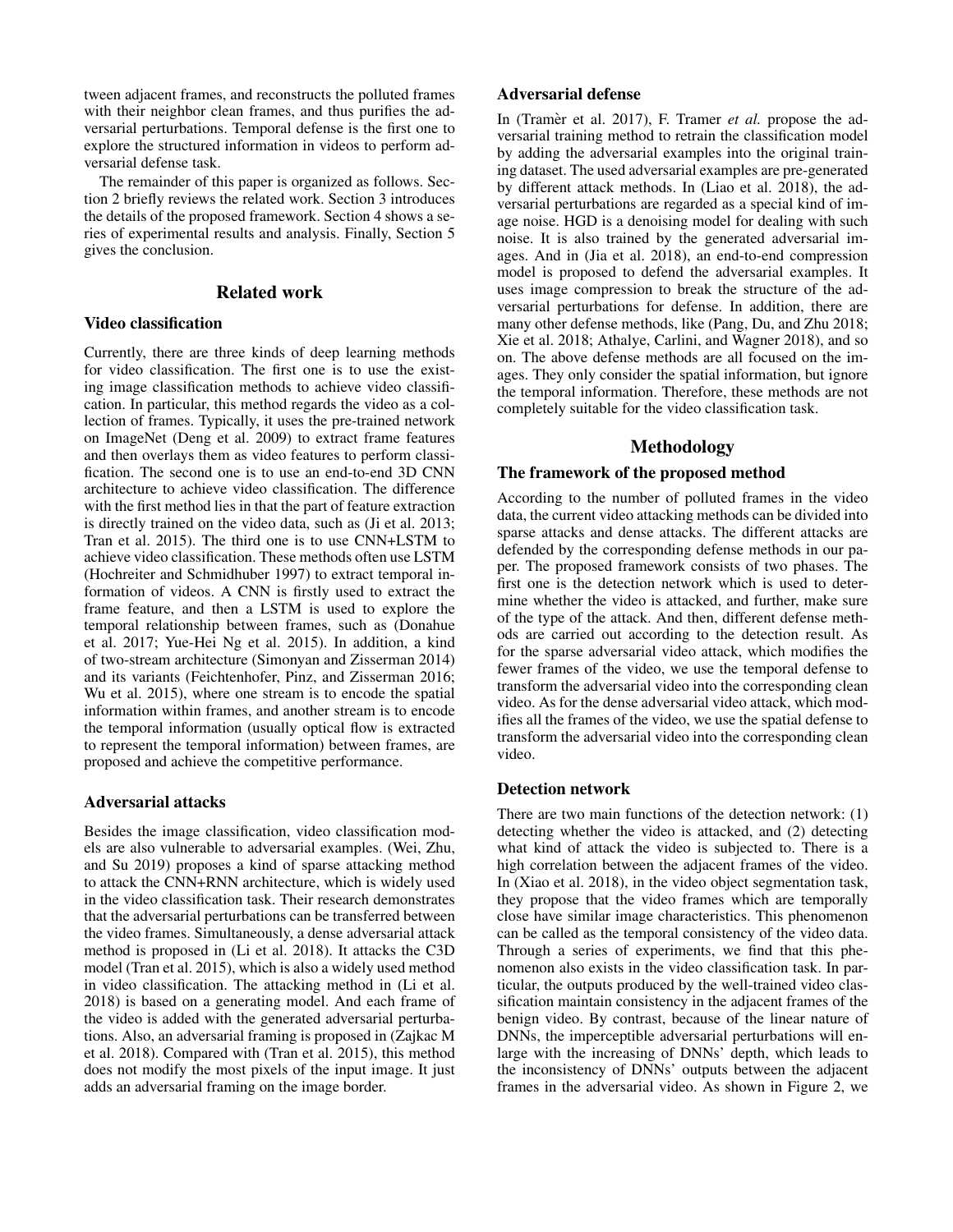tween adjacent frames, and reconstructs the polluted frames with their neighbor clean frames, and thus purifies the adversarial perturbations. Temporal defense is the first one to explore the structured information in videos to perform adversarial defense task.

The remainder of this paper is organized as follows. Section 2 briefly reviews the related work. Section 3 introduces the details of the proposed framework. Section 4 shows a series of experimental results and analysis. Finally, Section 5 gives the conclusion.

## Related work

### Video classification

Currently, there are three kinds of deep learning methods for video classification. The first one is to use the existing image classification methods to achieve video classification. In particular, this method regards the video as a collection of frames. Typically, it uses the pre-trained network on ImageNet (Deng et al. 2009) to extract frame features and then overlays them as video features to perform classification. The second one is to use an end-to-end 3D CNN architecture to achieve video classification. The difference with the first method lies in that the part of feature extraction is directly trained on the video data, such as (Ji et al. 2013; Tran et al. 2015). The third one is to use CNN+LSTM to achieve video classification. These methods often use LSTM (Hochreiter and Schmidhuber 1997) to extract temporal information of videos. A CNN is firstly used to extract the frame feature, and then a LSTM is used to explore the temporal relationship between frames, such as (Donahue et al. 2017; Yue-Hei Ng et al. 2015). In addition, a kind of two-stream architecture (Simonyan and Zisserman 2014) and its variants (Feichtenhofer, Pinz, and Zisserman 2016; Wu et al. 2015), where one stream is to encode the spatial information within frames, and another stream is to encode the temporal information (usually optical flow is extracted to represent the temporal information) between frames, are proposed and achieve the competitive performance.

### Adversarial attacks

Besides the image classification, video classification models are also vulnerable to adversarial examples. (Wei, Zhu, and Su 2019) proposes a kind of sparse attacking method to attack the CNN+RNN architecture, which is widely used in the video classification task. Their research demonstrates that the adversarial perturbations can be transferred between the video frames. Simultaneously, a dense adversarial attack method is proposed in (Li et al. 2018). It attacks the C3D model (Tran et al. 2015), which is also a widely used method in video classification. The attacking method in (Li et al. 2018) is based on a generating model. And each frame of the video is added with the generated adversarial perturbations. Also, an adversarial framing is proposed in (Zajkac M et al. 2018). Compared with (Tran et al. 2015), this method does not modify the most pixels of the input image. It just adds an adversarial framing on the image border.

### Adversarial defense

In (Tramèr et al. 2017), F. Tramer *et al.* propose the adversarial training method to retrain the classification model by adding the adversarial examples into the original training dataset. The used adversarial examples are pre-generated by different attack methods. In (Liao et al. 2018), the adversarial perturbations are regarded as a special kind of image noise. HGD is a denoising model for dealing with such noise. It is also trained by the generated adversarial images. And in (Jia et al. 2018), an end-to-end compression model is proposed to defend the adversarial examples. It uses image compression to break the structure of the adversarial perturbations for defense. In addition, there are many other defense methods, like (Pang, Du, and Zhu 2018; Xie et al. 2018; Athalye, Carlini, and Wagner 2018), and so on. The above defense methods are all focused on the images. They only consider the spatial information, but ignore the temporal information. Therefore, these methods are not completely suitable for the video classification task.

## Methodology

### The framework of the proposed method

According to the number of polluted frames in the video data, the current video attacking methods can be divided into sparse attacks and dense attacks. The different attacks are defended by the corresponding defense methods in our paper. The proposed framework consists of two phases. The first one is the detection network which is used to determine whether the video is attacked, and further, make sure of the type of the attack. And then, different defense methods are carried out according to the detection result. As for the sparse adversarial video attack, which modifies the fewer frames of the video, we use the temporal defense to transform the adversarial video into the corresponding clean video. As for the dense adversarial video attack, which modifies all the frames of the video, we use the spatial defense to transform the adversarial video into the corresponding clean video.

### Detection network

There are two main functions of the detection network: (1) detecting whether the video is attacked, and (2) detecting what kind of attack the video is subjected to. There is a high correlation between the adjacent frames of the video. In (Xiao et al. 2018), in the video object segmentation task, they propose that the video frames which are temporally close have similar image characteristics. This phenomenon can be called as the temporal consistency of the video data. Through a series of experiments, we find that this phenomenon also exists in the video classification task. In particular, the outputs produced by the well-trained video classification maintain consistency in the adjacent frames of the benign video. By contrast, because of the linear nature of DNNs, the imperceptible adversarial perturbations will enlarge with the increasing of DNNs' depth, which leads to the inconsistency of DNNs' outputs between the adjacent frames in the adversarial video. As shown in Figure 2, we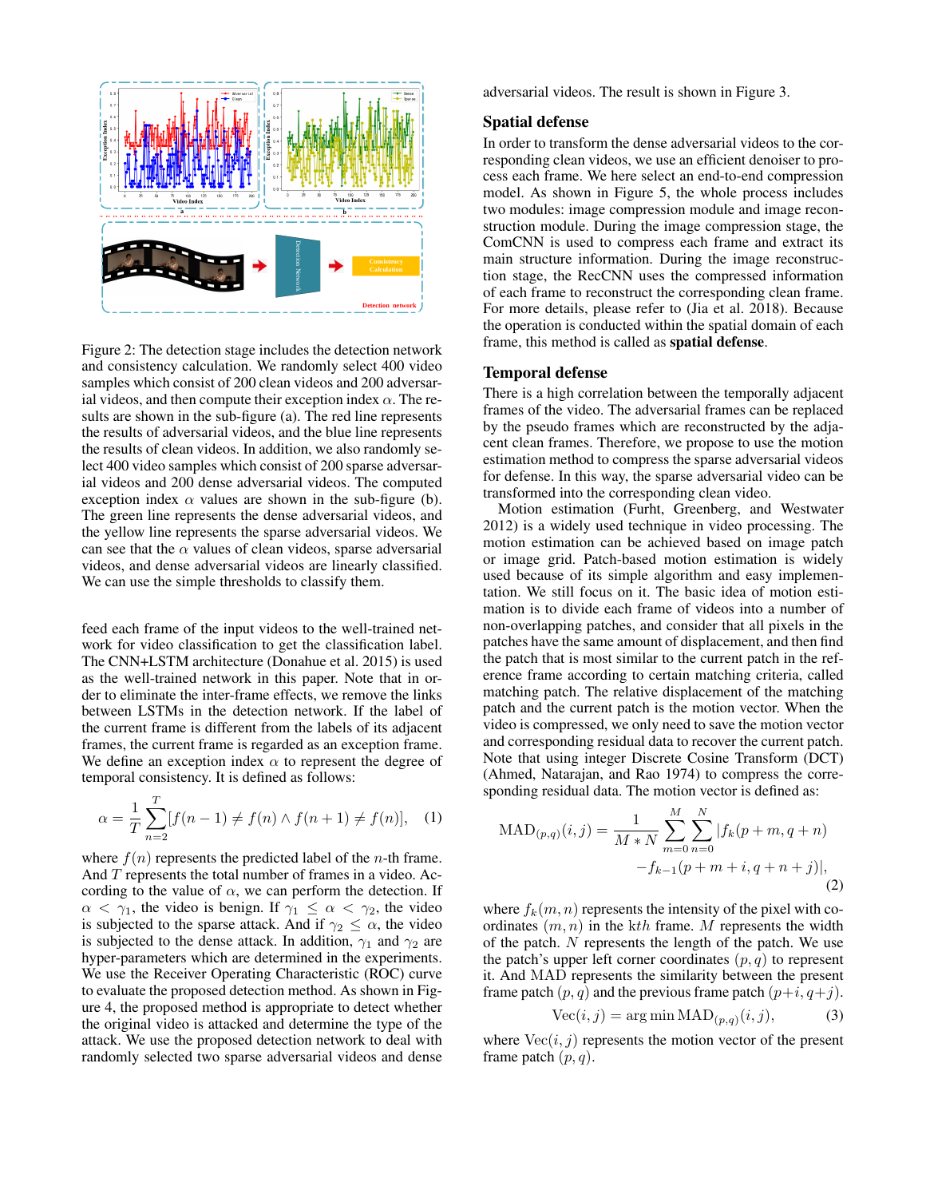Figure 2: The detection stage includes the detection network and consistency calculation. We randomly select 400 video samples which consist of 200 clean videos and 200 adversarial videos, and then compute their exception index $\alpha$. The results are shown in the sub-figure (a). The red line represents the results of adversarial videos, and the blue line represents the results of clean videos. In addition, we also randomly select 400 video samples which consist of 200 sparse adversarial videos and 200 dense adversarial videos. The computed exception index $\alpha$ values are shown in the sub-figure (b). The green line represents the dense adversarial videos, and the yellow line represents the sparse adversarial videos. We can see that the $\alpha$ values of clean videos, sparse adversarial videos, and dense adversarial videos are linearly classified. We can use the simple thresholds to classify them.

feed each frame of the input videos to the well-trained network for video classification to get the classification label. The CNN+LSTM architecture (Donahue et al. 2015) is used as the well-trained network in this paper. Note that in order to eliminate the inter-frame effects, we remove the links between LSTMs in the detection network. If the label of the current frame is different from the labels of its adjacent frames, the current frame is regarded as an exception frame. We define an exception index $\alpha$ to represent the degree of temporal consistency. It is defined as follows:

$$\alpha = \frac{1}{T}\sum_{n=2}^{T}[f(n-1) \neq f(n) \wedge f(n+1) \neq f(n)], \quad (1)$$

where $f(n)$ represents the predicted label of the $n$-th frame. And $T$ represents the total number of frames in a video. According to the value of $\alpha$, we can perform the detection. If $\alpha < \gamma_1$, the video is benign. If $\gamma_1 \leq \alpha < \gamma_2$, the video is subjected to the sparse attack. And if $\gamma_2 \leq \alpha$, the video is subjected to the dense attack. In addition, $\gamma_1$ and $\gamma_2$ are hyper-parameters which are determined in the experiments. We use the Receiver Operating Characteristic (ROC) curve to evaluate the proposed detection method. As shown in Figure 4, the proposed method is appropriate to detect whether the original video is attacked and determine the type of the attack. We use the proposed detection network to deal with randomly selected two sparse adversarial videos and dense adversarial videos. The result is shown in Figure 3.

## Spatial defense

In order to transform the dense adversarial videos to the corresponding clean videos, we use an efficient denoiser to process each frame. We here select an end-to-end compression model. As shown in Figure 5, the whole process includes two modules: image compression module and image reconstruction module. During the image compression stage, the ComCNN is used to compress each frame and extract its main structure information. During the image reconstruction stage, the RecCNN uses the compressed information of each frame to reconstruct the corresponding clean frame. For more details, please refer to (Jia et al. 2018). Because the operation is conducted within the spatial domain of each frame, this method is called as **spatial defense**.

## Temporal defense

There is a high correlation between the temporally adjacent frames of the video. The adversarial frames can be replaced by the pseudo frames which are reconstructed by the adjacent clean frames. Therefore, we propose to use the motion estimation method to compress the sparse adversarial videos for defense. In this way, the sparse adversarial video can be transformed into the corresponding clean video.

Motion estimation (Furht, Greenberg, and Westwater 2012) is a widely used technique in video processing. The motion estimation can be achieved based on image patch or image grid. Patch-based motion estimation is widely used because of its simple algorithm and easy implementation. We still focus on it. The basic idea of motion estimation is to divide each frame of videos into a number of non-overlapping patches, and consider that all pixels in the patches have the same amount of displacement, and then find the patch that is most similar to the current patch in the reference frame according to certain matching criteria, called matching patch. The relative displacement of the matching patch and the current patch is the motion vector. When the video is compressed, we only need to save the motion vector and corresponding residual data to recover the current patch. Note that using integer Discrete Cosine Transform (DCT) (Ahmed, Natarajan, and Rao 1974) to compress the corresponding residual data. The motion vector is defined as:

$$\mathrm{MAD}_{(p,q)}(i,j) = \frac{1}{M*N}\sum_{m=0}^{M}\sum_{n=0}^{N}|f_k(p+m,q+n) - f_{k-1}(p+m+i,q+n+j)|, \quad (2)$$

where $f_k(m,n)$ represents the intensity of the pixel with coordinates $(m,n)$ in the $kth$ frame. $M$ represents the width of the patch. $N$ represents the length of the patch. We use the patch's upper left corner coordinates $(p,q)$ to represent it. And MAD represents the similarity between the present frame patch $(p,q)$ and the previous frame patch $(p+i, q+j)$.

$$\mathrm{Vec}(i,j) = \arg\min \mathrm{MAD}_{(p,q)}(i,j), \quad (3)$$

where $\mathrm{Vec}(i,j)$ represents the motion vector of the present frame patch $(p,q)$.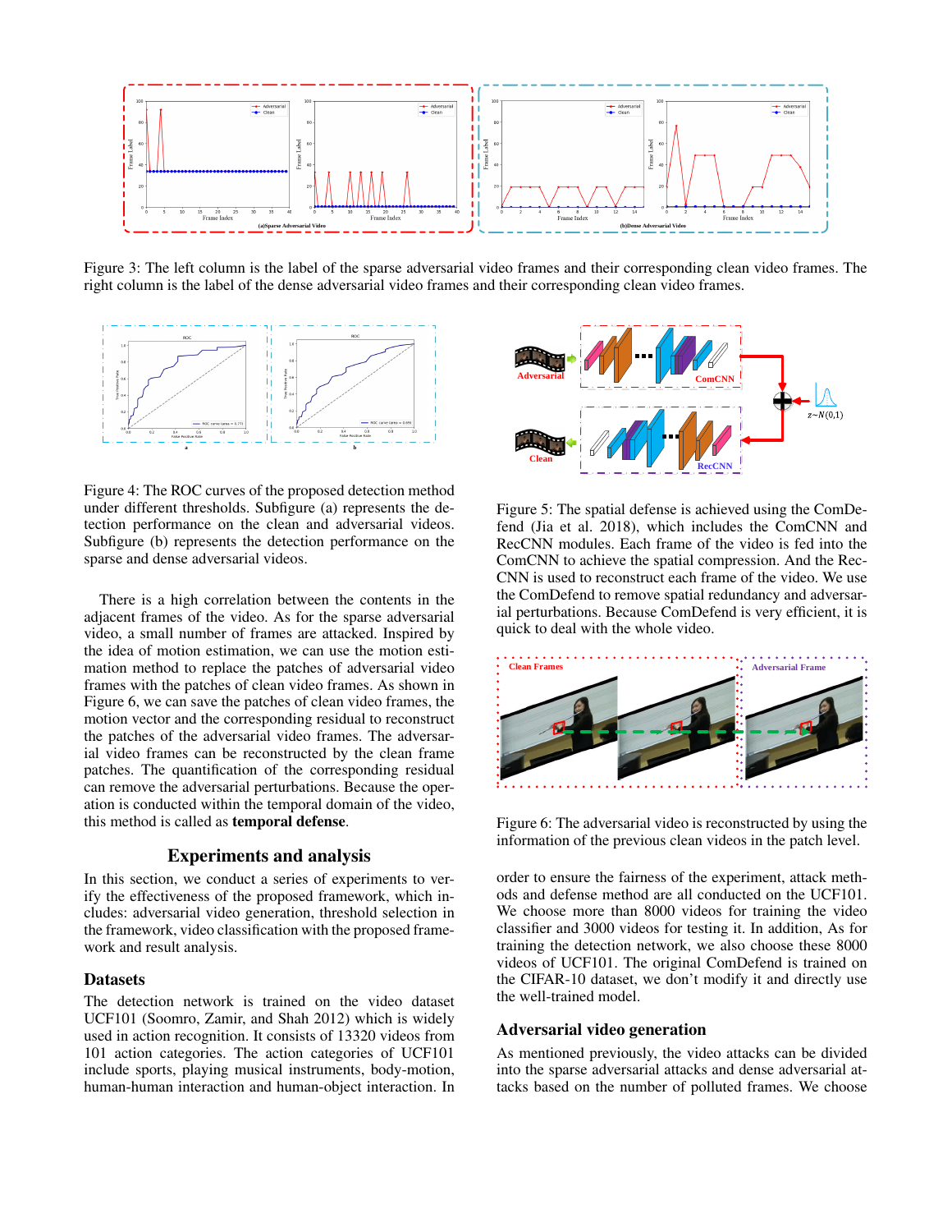Figure 3: The left column is the label of the sparse adversarial video frames and their corresponding clean video frames. The right column is the label of the dense adversarial video frames and their corresponding clean video frames.

Figure 4: The ROC curves of the proposed detection method under different thresholds. Subfigure (a) represents the detection performance on the clean and adversarial videos. Subfigure (b) represents the detection performance on the sparse and dense adversarial videos.

There is a high correlation between the contents in the adjacent frames of the video. As for the sparse adversarial video, a small number of frames are attacked. Inspired by the idea of motion estimation, we can use the motion estimation method to replace the patches of adversarial video frames with the patches of clean video frames. As shown in Figure 6, we can save the patches of clean video frames, the motion vector and the corresponding residual to reconstruct the patches of the adversarial video frames. The adversarial video frames can be reconstructed by the clean frame patches. The quantification of the corresponding residual can remove the adversarial perturbations. Because the operation is conducted within the temporal domain of the video, this method is called as **temporal defense**.

Figure 5: The spatial defense is achieved using the ComDefend (Jia et al. 2018), which includes the ComCNN and RecCNN modules. Each frame of the video is fed into the ComCNN to achieve the spatial compression. And the RecCNN is used to reconstruct each frame of the video. We use the ComDefend to remove spatial redundancy and adversarial perturbations. Because ComDefend is very efficient, it is quick to deal with the whole video.

Figure 6: The adversarial video is reconstructed by using the information of the previous clean videos in the patch level.

## Experiments and analysis

In this section, we conduct a series of experiments to verify the effectiveness of the proposed framework, which includes: adversarial video generation, threshold selection in the framework, video classification with the proposed framework and result analysis.

### Datasets

The detection network is trained on the video dataset UCF101 (Soomro, Zamir, and Shah 2012) which is widely used in action recognition. It consists of 13320 videos from 101 action categories. The action categories of UCF101 include sports, playing musical instruments, body-motion, human-human interaction and human-object interaction. In order to ensure the fairness of the experiment, attack methods and defense method are all conducted on the UCF101. We choose more than 8000 videos for training the video classifier and 3000 videos for testing it. In addition, As for training the detection network, we also choose these 8000 videos of UCF101. The original ComDefend is trained on the CIFAR-10 dataset, we don't modify it and directly use the well-trained model.

### Adversarial video generation

As mentioned previously, the video attacks can be divided into the sparse adversarial attacks and dense adversarial attacks based on the number of polluted frames. We choose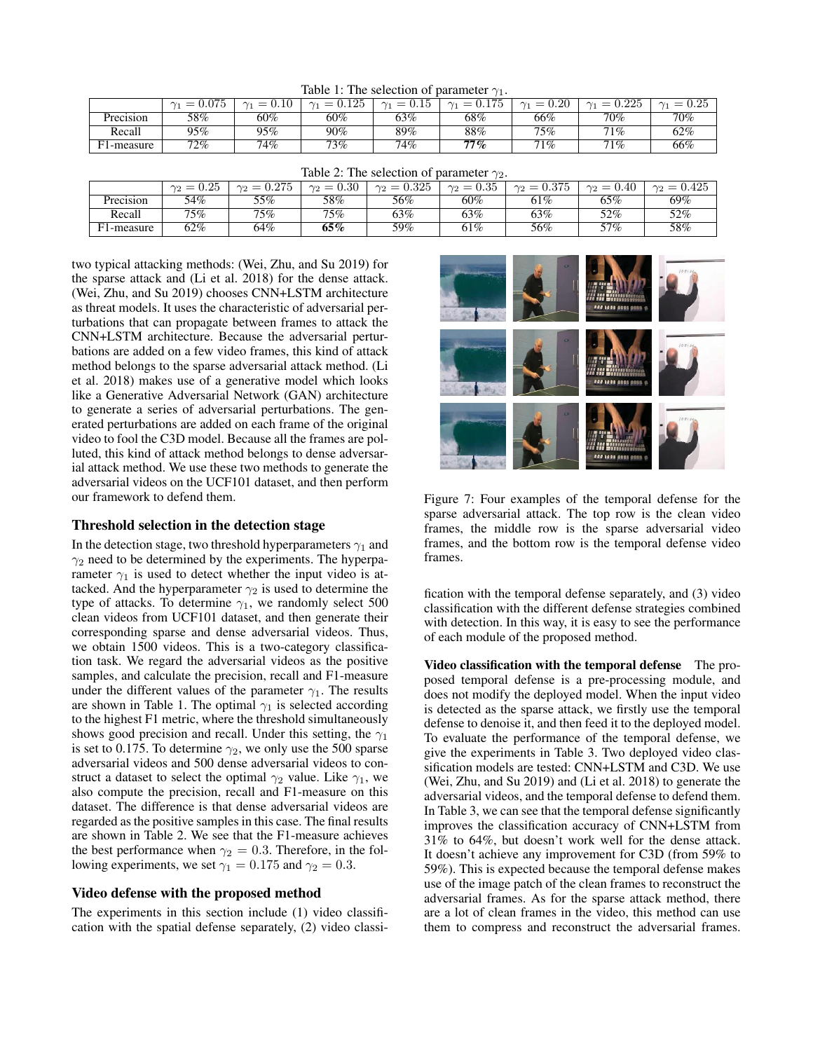Table 1: The selection of parameter $\gamma_1$.

| | $\gamma_1 = 0.075$ | $\gamma_1 = 0.10$ | $\gamma_1 = 0.125$ | $\gamma_1 = 0.15$ | $\gamma_1 = 0.175$ | $\gamma_1 = 0.20$ | $\gamma_1 = 0.225$ | $\gamma_1 = 0.25$ |
|---|---|---|---|---|---|---|---|---|
| Precision | 58% | 60% | 60% | 63% | 68% | 66% | 70% | 70% |
| Recall | 95% | 95% | 90% | 89% | 88% | 75% | 71% | 62% |
| F1-measure | 72% | 74% | 73% | 74% | **77%** | 71% | 71% | 66% |

Table 2: The selection of parameter $\gamma_2$.

| | $\gamma_2 = 0.25$ | $\gamma_2 = 0.275$ | $\gamma_2 = 0.30$ | $\gamma_2 = 0.325$ | $\gamma_2 = 0.35$ | $\gamma_2 = 0.375$ | $\gamma_2 = 0.40$ | $\gamma_2 = 0.425$ |
|---|---|---|---|---|---|---|---|---|
| Precision | 54% | 55% | 58% | 56% | 60% | 61% | 65% | 69% |
| Recall | 75% | 75% | 75% | 63% | 63% | 63% | 52% | 52% |
| F1-measure | 62% | 64% | **65%** | 59% | 61% | 56% | 57% | 58% |

two typical attacking methods: (Wei, Zhu, and Su 2019) for the sparse attack and (Li et al. 2018) for the dense attack. (Wei, Zhu, and Su 2019) chooses CNN+LSTM architecture as threat models. It uses the characteristic of adversarial perturbations that can propagate between frames to attack the CNN+LSTM architecture. Because the adversarial perturbations are added on a few video frames, this kind of attack method belongs to the sparse adversarial attack method. (Li et al. 2018) makes use of a generative model which looks like a Generative Adversarial Network (GAN) architecture to generate a series of adversarial perturbations. The generated perturbations are added on each frame of the original video to fool the C3D model. Because all the frames are polluted, this kind of attack method belongs to dense adversarial attack method. We use these two methods to generate the adversarial videos on the UCF101 dataset, and then perform our framework to defend them.

## Threshold selection in the detection stage

In the detection stage, two threshold hyperparameters $\gamma_1$ and $\gamma_2$ need to be determined by the experiments. The hyperparameter $\gamma_1$ is used to detect whether the input video is attacked. And the hyperparameter $\gamma_2$ is used to determine the type of attacks. To determine $\gamma_1$, we randomly select 500 clean videos from UCF101 dataset, and then generate their corresponding sparse and dense adversarial videos. Thus, we obtain 1500 videos. This is a two-category classification task. We regard the adversarial videos as the positive samples, and calculate the precision, recall and F1-measure under the different values of the parameter $\gamma_1$. The results are shown in Table 1. The optimal $\gamma_1$ is selected according to the highest F1 metric, where the threshold simultaneously shows good precision and recall. Under this setting, the $\gamma_1$ is set to 0.175. To determine $\gamma_2$, we only use the 500 sparse adversarial videos and 500 dense adversarial videos to construct a dataset to select the optimal $\gamma_2$ value. Like $\gamma_1$, we also compute the precision, recall and F1-measure on this dataset. The difference is that dense adversarial videos are regarded as the positive samples in this case. The final results are shown in Table 2. We see that the F1-measure achieves the best performance when $\gamma_2 = 0.3$. Therefore, in the following experiments, we set $\gamma_1 = 0.175$ and $\gamma_2 = 0.3$.

## Video defense with the proposed method

The experiments in this section include (1) video classification with the spatial defense separately, (2) video classification with the temporal defense separately, and (3) video classification with the different defense strategies combined with detection. In this way, it is easy to see the performance of each module of the proposed method.

Figure 7: Four examples of the temporal defense for the sparse adversarial attack. The top row is the clean video frames, the middle row is the sparse adversarial video frames, and the bottom row is the temporal defense video frames.

**Video classification with the temporal defense** The proposed temporal defense is a pre-processing module, and does not modify the deployed model. When the input video is detected as the sparse attack, we firstly use the temporal defense to denoise it, and then feed it to the deployed model. To evaluate the performance of the temporal defense, we give the experiments in Table 3. Two deployed video classification models are tested: CNN+LSTM and C3D. We use (Wei, Zhu, and Su 2019) and (Li et al. 2018) to generate the adversarial videos, and the temporal defense to defend them. In Table 3, we can see that the temporal defense significantly improves the classification accuracy of CNN+LSTM from 31% to 64%, but doesn't work well for the dense attack. It doesn't achieve any improvement for C3D (from 59% to 59%). This is expected because the temporal defense makes use of the image patch of the clean frames to reconstruct the adversarial frames. As for the sparse attack method, there are a lot of clean frames in the video, this method can use them to compress and reconstruct the adversarial frames.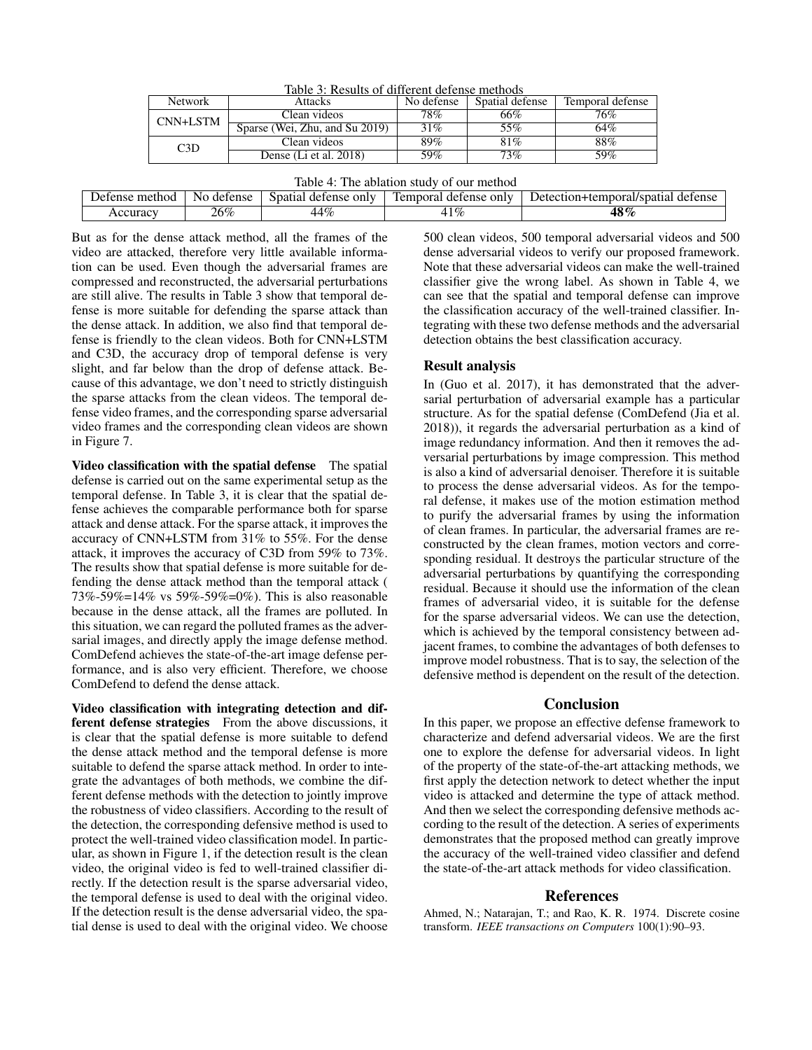Table 3: Results of different defense methods

| Network | Attacks | No defense | Spatial defense | Temporal defense |
|---|---|---|---|---|
| CNN+LSTM | Clean videos | 78% | 66% | 76% |
| | Sparse (Wei, Zhu, and Su 2019) | 31% | 55% | 64% |
| C3D | Clean videos | 89% | 81% | 88% |
| | Dense (Li et al. 2018) | 59% | 73% | 59% |

Table 4: The ablation study of our method

| Defense method | No defense | Spatial defense only | Temporal defense only | Detection+temporal/spatial defense |
|---|---|---|---|---|
| Accuracy | 26% | 44% | 41% | **48%** |

But as for the dense attack method, all the frames of the video are attacked, therefore very little available information can be used. Even though the adversarial frames are compressed and reconstructed, the adversarial perturbations are still alive. The results in Table 3 show that temporal defense is more suitable for defending the sparse attack than the dense attack. In addition, we also find that temporal defense is friendly to the clean videos. Both for CNN+LSTM and C3D, the accuracy drop of temporal defense is very slight, and far below than the drop of defense attack. Because of this advantage, we don't need to strictly distinguish the sparse attacks from the clean videos. The temporal defense video frames, and the corresponding sparse adversarial video frames and the corresponding clean videos are shown in Figure 7.

**Video classification with the spatial defense** The spatial defense is carried out on the same experimental setup as the temporal defense. In Table 3, it is clear that the spatial defense achieves the comparable performance both for sparse attack and dense attack. For the sparse attack, it improves the accuracy of CNN+LSTM from 31% to 55%. For the dense attack, it improves the accuracy of C3D from 59% to 73%. The results show that spatial defense is more suitable for defending the dense attack method than the temporal attack ( 73%-59%=14% vs 59%-59%=0%). This is also reasonable because in the dense attack, all the frames are polluted. In this situation, we can regard the polluted frames as the adversarial images, and directly apply the image defense method. ComDefend achieves the state-of-the-art image defense performance, and is also very efficient. Therefore, we choose ComDefend to defend the dense attack.

**Video classification with integrating detection and different defense strategies** From the above discussions, it is clear that the spatial defense is more suitable to defend the dense attack method and the temporal defense is more suitable to defend the sparse attack method. In order to integrate the advantages of both methods, we combine the different defense methods with the detection to jointly improve the robustness of video classifiers. According to the result of the detection, the corresponding defensive method is used to protect the well-trained video classification model. In particular, as shown in Figure 1, if the detection result is the clean video, the original video is fed to well-trained classifier directly. If the detection result is the sparse adversarial video, the temporal defense is used to deal with the original video. If the detection result is the dense adversarial video, the spatial dense is used to deal with the original video. We choose 500 clean videos, 500 temporal adversarial videos and 500 dense adversarial videos to verify our proposed framework. Note that these adversarial videos can make the well-trained classifier give the wrong label. As shown in Table 4, we can see that the spatial and temporal defense can improve the classification accuracy of the well-trained classifier. Integrating with these two defense methods and the adversarial detection obtains the best classification accuracy.

### Result analysis

In (Guo et al. 2017), it has demonstrated that the adversarial perturbation of adversarial example has a particular structure. As for the spatial defense (ComDefend (Jia et al. 2018)), it regards the adversarial perturbation as a kind of image redundancy information. And then it removes the adversarial perturbations by image compression. This method is also a kind of adversarial denoiser. Therefore it is suitable to process the dense adversarial videos. As for the temporal defense, it makes use of the motion estimation method to purify the adversarial frames by using the information of clean frames. In particular, the adversarial frames are reconstructed by the clean frames, motion vectors and corresponding residual. It destroys the particular structure of the adversarial perturbations by quantifying the corresponding residual. Because it should use the information of the clean frames of adversarial video, it is suitable for the defense for the sparse adversarial videos. We can use the detection, which is achieved by the temporal consistency between adjacent frames, to combine the advantages of both defenses to improve model robustness. That is to say, the selection of the defensive method is dependent on the result of the detection.

## Conclusion

In this paper, we propose an effective defense framework to characterize and defend adversarial videos. We are the first one to explore the defense for adversarial videos. In light of the property of the state-of-the-art attacking methods, we first apply the detection network to detect whether the input video is attacked and determine the type of attack method. And then we select the corresponding defensive methods according to the result of the detection. A series of experiments demonstrates that the proposed method can greatly improve the accuracy of the well-trained video classifier and defend the state-of-the-art attack methods for video classification.

## References

Ahmed, N.; Natarajan, T.; and Rao, K. R. 1974. Discrete cosine transform. *IEEE transactions on Computers* 100(1):90–93.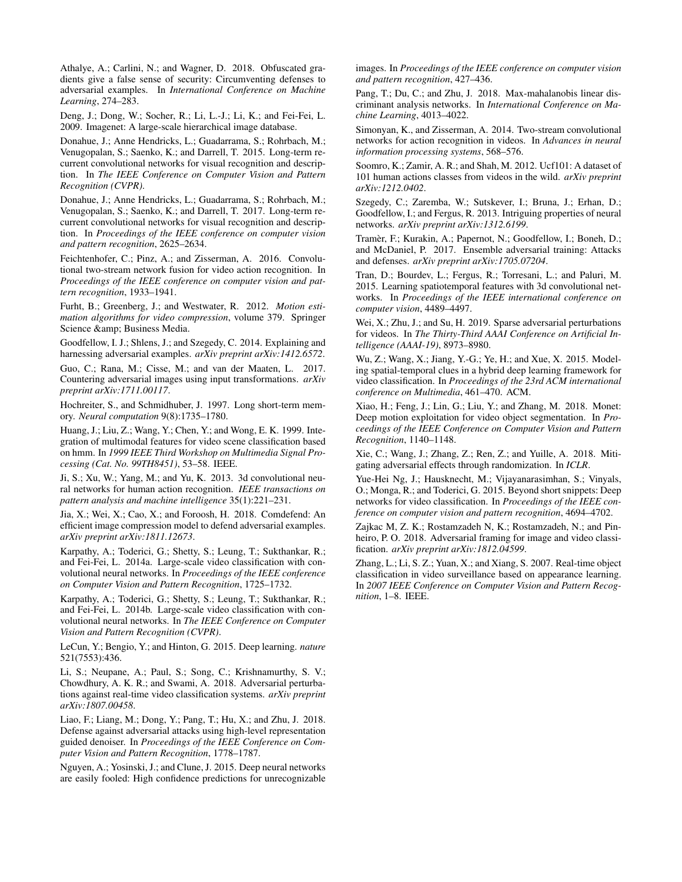Athalye, A.; Carlini, N.; and Wagner, D. 2018. Obfuscated gradients give a false sense of security: Circumventing defenses to adversarial examples. In *International Conference on Machine Learning*, 274–283.

Deng, J.; Dong, W.; Socher, R.; Li, L.-J.; Li, K.; and Fei-Fei, L. 2009. Imagenet: A large-scale hierarchical image database.

Donahue, J.; Anne Hendricks, L.; Guadarrama, S.; Rohrbach, M.; Venugopalan, S.; Saenko, K.; and Darrell, T. 2015. Long-term recurrent convolutional networks for visual recognition and description. In *The IEEE Conference on Computer Vision and Pattern Recognition (CVPR)*.

Donahue, J.; Anne Hendricks, L.; Guadarrama, S.; Rohrbach, M.; Venugopalan, S.; Saenko, K.; and Darrell, T. 2017. Long-term recurrent convolutional networks for visual recognition and description. In *Proceedings of the IEEE conference on computer vision and pattern recognition*, 2625–2634.

Feichtenhofer, C.; Pinz, A.; and Zisserman, A. 2016. Convolutional two-stream network fusion for video action recognition. In *Proceedings of the IEEE conference on computer vision and pattern recognition*, 1933–1941.

Furht, B.; Greenberg, J.; and Westwater, R. 2012. *Motion estimation algorithms for video compression*, volume 379. Springer Science &amp; Business Media.

Goodfellow, I. J.; Shlens, J.; and Szegedy, C. 2014. Explaining and harnessing adversarial examples. *arXiv preprint arXiv:1412.6572*.

Guo, C.; Rana, M.; Cisse, M.; and van der Maaten, L. 2017. Countering adversarial images using input transformations. *arXiv preprint arXiv:1711.00117*.

Hochreiter, S., and Schmidhuber, J. 1997. Long short-term memory. *Neural computation* 9(8):1735–1780.

Huang, J.; Liu, Z.; Wang, Y.; Chen, Y.; and Wong, E. K. 1999. Integration of multimodal features for video scene classification based on hmm. In *1999 IEEE Third Workshop on Multimedia Signal Processing (Cat. No. 99TH8451)*, 53–58. IEEE.

Ji, S.; Xu, W.; Yang, M.; and Yu, K. 2013. 3d convolutional neural networks for human action recognition. *IEEE transactions on pattern analysis and machine intelligence* 35(1):221–231.

Jia, X.; Wei, X.; Cao, X.; and Foroosh, H. 2018. Comdefend: An efficient image compression model to defend adversarial examples. *arXiv preprint arXiv:1811.12673*.

Karpathy, A.; Toderici, G.; Shetty, S.; Leung, T.; Sukthankar, R.; and Fei-Fei, L. 2014a. Large-scale video classification with convolutional neural networks. In *Proceedings of the IEEE conference on Computer Vision and Pattern Recognition*, 1725–1732.

Karpathy, A.; Toderici, G.; Shetty, S.; Leung, T.; Sukthankar, R.; and Fei-Fei, L. 2014b. Large-scale video classification with convolutional neural networks. In *The IEEE Conference on Computer Vision and Pattern Recognition (CVPR)*.

LeCun, Y.; Bengio, Y.; and Hinton, G. 2015. Deep learning. *nature* 521(7553):436.

Li, S.; Neupane, A.; Paul, S.; Song, C.; Krishnamurthy, S. V.; Chowdhury, A. K. R.; and Swami, A. 2018. Adversarial perturbations against real-time video classification systems. *arXiv preprint arXiv:1807.00458*.

Liao, F.; Liang, M.; Dong, Y.; Pang, T.; Hu, X.; and Zhu, J. 2018. Defense against adversarial attacks using high-level representation guided denoiser. In *Proceedings of the IEEE Conference on Computer Vision and Pattern Recognition*, 1778–1787.

Nguyen, A.; Yosinski, J.; and Clune, J. 2015. Deep neural networks are easily fooled: High confidence predictions for unrecognizable images. In *Proceedings of the IEEE conference on computer vision and pattern recognition*, 427–436.

Pang, T.; Du, C.; and Zhu, J. 2018. Max-mahalanobis linear discriminant analysis networks. In *International Conference on Machine Learning*, 4013–4022.

Simonyan, K., and Zisserman, A. 2014. Two-stream convolutional networks for action recognition in videos. In *Advances in neural information processing systems*, 568–576.

Soomro, K.; Zamir, A. R.; and Shah, M. 2012. Ucf101: A dataset of 101 human actions classes from videos in the wild. *arXiv preprint arXiv:1212.0402*.

Szegedy, C.; Zaremba, W.; Sutskever, I.; Bruna, J.; Erhan, D.; Goodfellow, I.; and Fergus, R. 2013. Intriguing properties of neural networks. *arXiv preprint arXiv:1312.6199*.

Tramèr, F.; Kurakin, A.; Papernot, N.; Goodfellow, I.; Boneh, D.; and McDaniel, P. 2017. Ensemble adversarial training: Attacks and defenses. *arXiv preprint arXiv:1705.07204*.

Tran, D.; Bourdev, L.; Fergus, R.; Torresani, L.; and Paluri, M. 2015. Learning spatiotemporal features with 3d convolutional networks. In *Proceedings of the IEEE international conference on computer vision*, 4489–4497.

Wei, X.; Zhu, J.; and Su, H. 2019. Sparse adversarial perturbations for videos. In *The Thirty-Third AAAI Conference on Artificial Intelligence (AAAI-19)*, 8973–8980.

Wu, Z.; Wang, X.; Jiang, Y.-G.; Ye, H.; and Xue, X. 2015. Modeling spatial-temporal clues in a hybrid deep learning framework for video classification. In *Proceedings of the 23rd ACM international conference on Multimedia*, 461–470. ACM.

Xiao, H.; Feng, J.; Lin, G.; Liu, Y.; and Zhang, M. 2018. Monet: Deep motion exploitation for video object segmentation. In *Proceedings of the IEEE Conference on Computer Vision and Pattern Recognition*, 1140–1148.

Xie, C.; Wang, J.; Zhang, Z.; Ren, Z.; and Yuille, A. 2018. Mitigating adversarial effects through randomization. In *ICLR*.

Yue-Hei Ng, J.; Hausknecht, M.; Vijayanarasimhan, S.; Vinyals, O.; Monga, R.; and Toderici, G. 2015. Beyond short snippets: Deep networks for video classification. In *Proceedings of the IEEE conference on computer vision and pattern recognition*, 4694–4702.

Zajkac M, Z. K.; Rostamzadeh N, K.; Rostamzadeh, N.; and Pinheiro, P. O. 2018. Adversarial framing for image and video classification. *arXiv preprint arXiv:1812.04599*.

Zhang, L.; Li, S. Z.; Yuan, X.; and Xiang, S. 2007. Real-time object classification in video surveillance based on appearance learning. In *2007 IEEE Conference on Computer Vision and Pattern Recognition*, 1–8. IEEE.